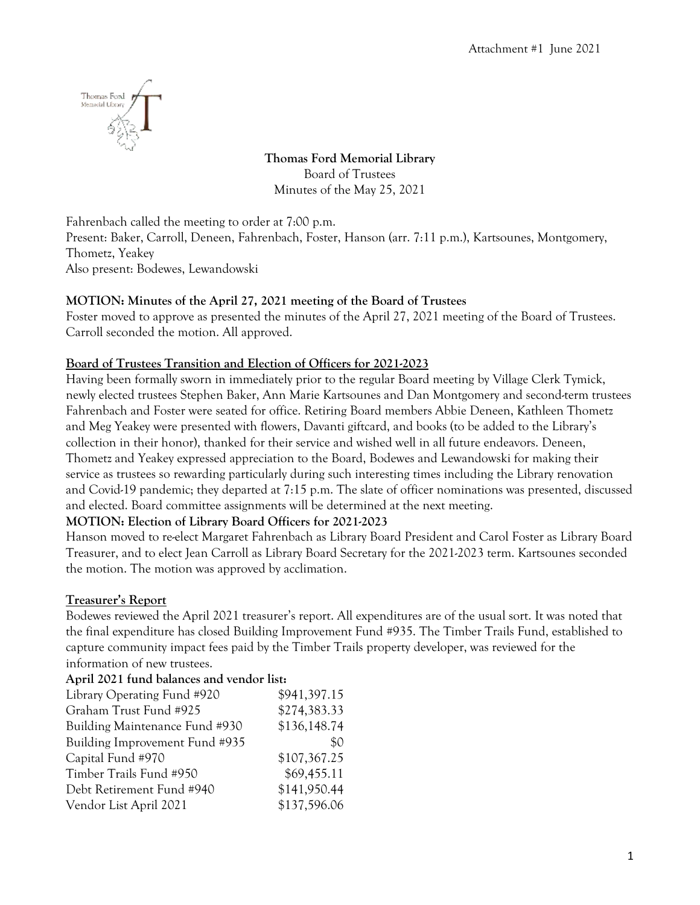Attachment #1 June 2021

**Thomas Ford Memorial Library**
Board of Trustees
Minutes of the May 25, 2021

Fahrenbach called the meeting to order at 7:00 p.m.
Present: Baker, Carroll, Deneen, Fahrenbach, Foster, Hanson (arr. 7:11 p.m.), Kartsounes, Montgomery, Thometz, Yeakey
Also present: Bodewes, Lewandowski

**MOTION: Minutes of the April 27, 2021 meeting of the Board of Trustees**
Foster moved to approve as presented the minutes of the April 27, 2021 meeting of the Board of Trustees. Carroll seconded the motion. All approved.

**Board of Trustees Transition and Election of Officers for 2021-2023**
Having been formally sworn in immediately prior to the regular Board meeting by Village Clerk Tymick, newly elected trustees Stephen Baker, Ann Marie Kartsounes and Dan Montgomery and second-term trustees Fahrenbach and Foster were seated for office. Retiring Board members Abbie Deneen, Kathleen Thometz and Meg Yeakey were presented with flowers, Davanti giftcard, and books (to be added to the Library's collection in their honor), thanked for their service and wished well in all future endeavors. Deneen, Thometz and Yeakey expressed appreciation to the Board, Bodewes and Lewandowski for making their service as trustees so rewarding particularly during such interesting times including the Library renovation and Covid-19 pandemic; they departed at 7:15 p.m. The slate of officer nominations was presented, discussed and elected. Board committee assignments will be determined at the next meeting.

**MOTION: Election of Library Board Officers for 2021-2023**
Hanson moved to re-elect Margaret Fahrenbach as Library Board President and Carol Foster as Library Board Treasurer, and to elect Jean Carroll as Library Board Secretary for the 2021-2023 term. Kartsounes seconded the motion. The motion was approved by acclimation.

**Treasurer's Report**
Bodewes reviewed the April 2021 treasurer's report. All expenditures are of the usual sort. It was noted that the final expenditure has closed Building Improvement Fund #935. The Timber Trails Fund, established to capture community impact fees paid by the Timber Trails property developer, was reviewed for the information of new trustees.

**April 2021 fund balances and vendor list:**

| | |
|---|---|
| Library Operating Fund #920 | $941,397.15 |
| Graham Trust Fund #925 | $274,383.33 |
| Building Maintenance Fund #930 | $136,148.74 |
| Building Improvement Fund #935 | $0 |
| Capital Fund #970 | $107,367.25 |
| Timber Trails Fund #950 | $69,455.11 |
| Debt Retirement Fund #940 | $141,950.44 |
| Vendor List April 2021 | $137,596.06 |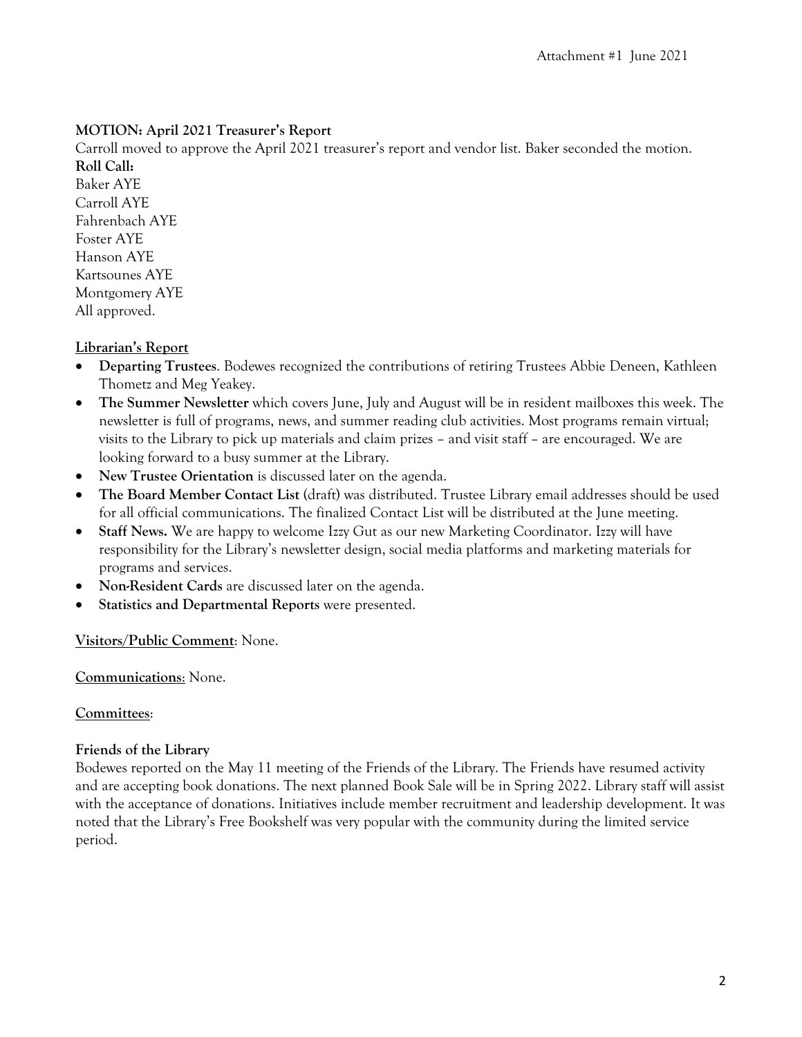**MOTION: April 2021 Treasurer's Report**

Carroll moved to approve the April 2021 treasurer's report and vendor list. Baker seconded the motion.

**Roll Call:**

Baker AYE
Carroll AYE
Fahrenbach AYE
Foster AYE
Hanson AYE
Kartsounes AYE
Montgomery AYE
All approved.

**Librarian's Report**

- **Departing Trustees**. Bodewes recognized the contributions of retiring Trustees Abbie Deneen, Kathleen Thometz and Meg Yeakey.
- **The Summer Newsletter** which covers June, July and August will be in resident mailboxes this week. The newsletter is full of programs, news, and summer reading club activities. Most programs remain virtual; visits to the Library to pick up materials and claim prizes – and visit staff – are encouraged. We are looking forward to a busy summer at the Library.
- **New Trustee Orientation** is discussed later on the agenda.
- **The Board Member Contact List** (draft) was distributed. Trustee Library email addresses should be used for all official communications. The finalized Contact List will be distributed at the June meeting.
- **Staff News.** We are happy to welcome Izzy Gut as our new Marketing Coordinator. Izzy will have responsibility for the Library's newsletter design, social media platforms and marketing materials for programs and services.
- **Non-Resident Cards** are discussed later on the agenda.
- **Statistics and Departmental Reports** were presented.

**Visitors/Public Comment**: None.

**Communications**: None.

**Committees**:

**Friends of the Library**

Bodewes reported on the May 11 meeting of the Friends of the Library. The Friends have resumed activity and are accepting book donations. The next planned Book Sale will be in Spring 2022. Library staff will assist with the acceptance of donations. Initiatives include member recruitment and leadership development. It was noted that the Library's Free Bookshelf was very popular with the community during the limited service period.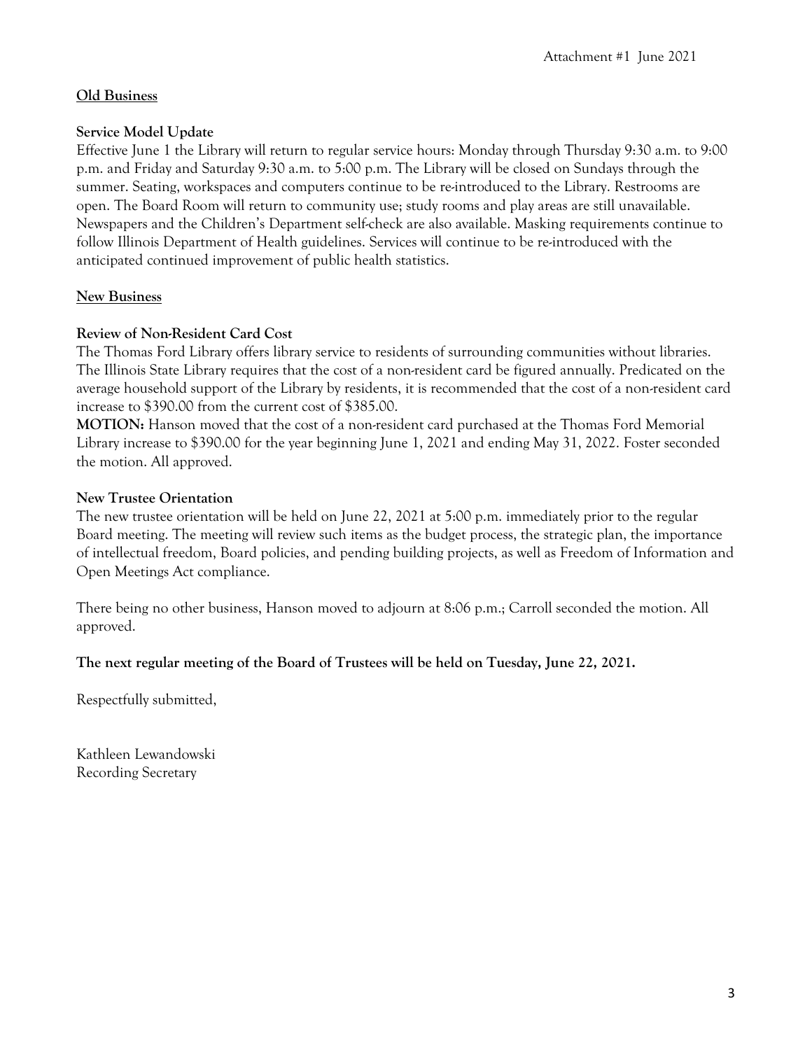Attachment #1 June 2021

## Old Business

### Service Model Update

Effective June 1 the Library will return to regular service hours: Monday through Thursday 9:30 a.m. to 9:00 p.m. and Friday and Saturday 9:30 a.m. to 5:00 p.m. The Library will be closed on Sundays through the summer. Seating, workspaces and computers continue to be re-introduced to the Library. Restrooms are open. The Board Room will return to community use; study rooms and play areas are still unavailable. Newspapers and the Children's Department self-check are also available. Masking requirements continue to follow Illinois Department of Health guidelines. Services will continue to be re-introduced with the anticipated continued improvement of public health statistics.

## New Business

### Review of Non-Resident Card Cost

The Thomas Ford Library offers library service to residents of surrounding communities without libraries. The Illinois State Library requires that the cost of a non-resident card be figured annually. Predicated on the average household support of the Library by residents, it is recommended that the cost of a non-resident card increase to $390.00 from the current cost of $385.00.

**MOTION:** Hanson moved that the cost of a non-resident card purchased at the Thomas Ford Memorial Library increase to $390.00 for the year beginning June 1, 2021 and ending May 31, 2022. Foster seconded the motion. All approved.

### New Trustee Orientation

The new trustee orientation will be held on June 22, 2021 at 5:00 p.m. immediately prior to the regular Board meeting. The meeting will review such items as the budget process, the strategic plan, the importance of intellectual freedom, Board policies, and pending building projects, as well as Freedom of Information and Open Meetings Act compliance.

There being no other business, Hanson moved to adjourn at 8:06 p.m.; Carroll seconded the motion. All approved.

**The next regular meeting of the Board of Trustees will be held on Tuesday, June 22, 2021.**

Respectfully submitted,

Kathleen Lewandowski
Recording Secretary